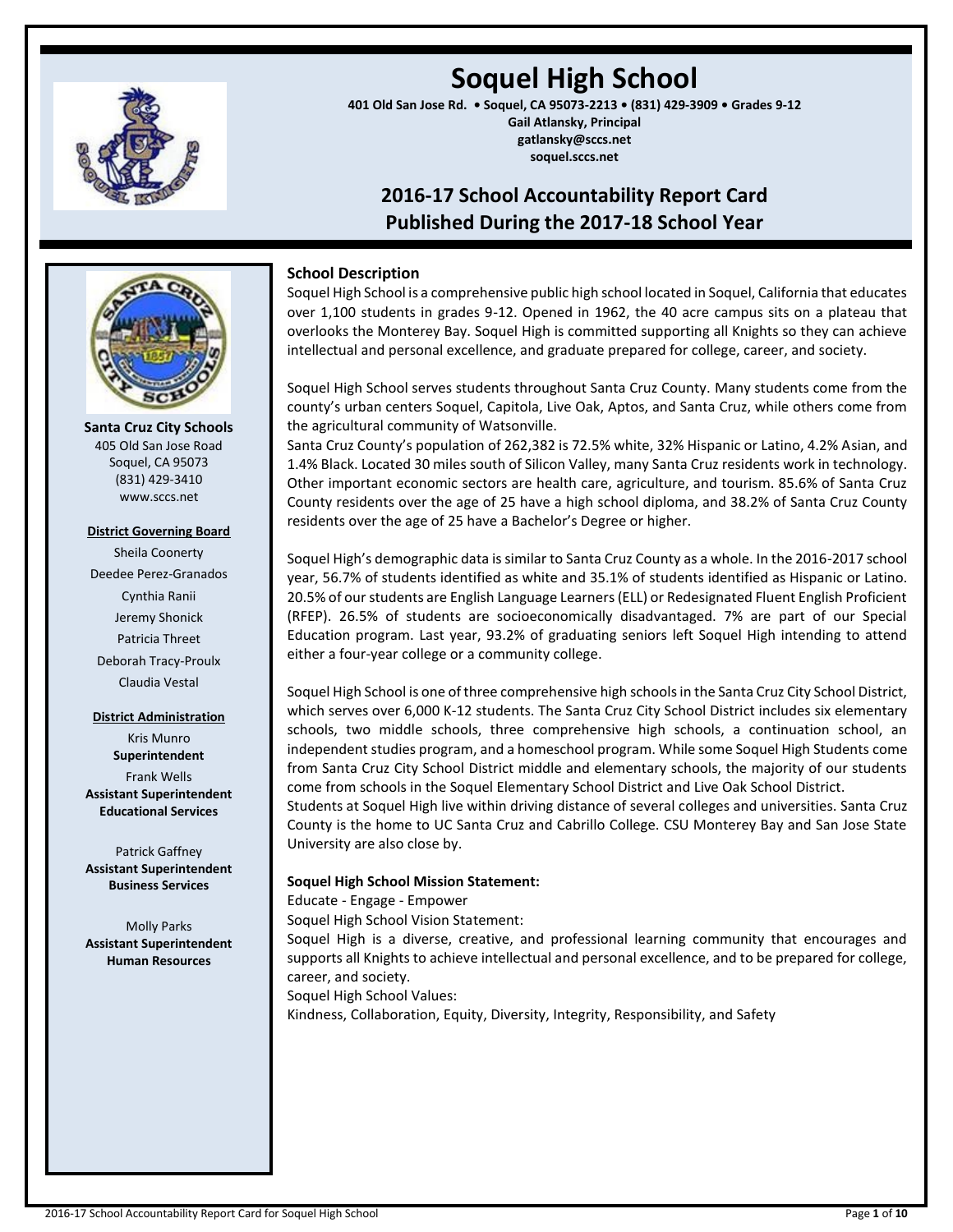# Soquel High School

**401 Old San Jose Rd. • Soquel, CA 95073-2213 • (831) 429-3909 • Grades 9-12**
**Gail Atlansky, Principal**
**gatlansky@sccs.net**
**soquel.sccs.net**

## 2016-17 School Accountability Report Card
## Published During the 2017-18 School Year

**Santa Cruz City Schools**
405 Old San Jose Road
Soquel, CA 95073
(831) 429-3410
www.sccs.net

**District Governing Board**

Sheila Coonerty
Deedee Perez-Granados
Cynthia Ranii
Jeremy Shonick
Patricia Threet
Deborah Tracy-Proulx
Claudia Vestal

**District Administration**

Kris Munro
**Superintendent**

Frank Wells
**Assistant Superintendent Educational Services**

Patrick Gaffney
**Assistant Superintendent Business Services**

Molly Parks
**Assistant Superintendent Human Resources**

### School Description

Soquel High School is a comprehensive public high school located in Soquel, California that educates over 1,100 students in grades 9-12. Opened in 1962, the 40 acre campus sits on a plateau that overlooks the Monterey Bay. Soquel High is committed supporting all Knights so they can achieve intellectual and personal excellence, and graduate prepared for college, career, and society.

Soquel High School serves students throughout Santa Cruz County. Many students come from the county's urban centers Soquel, Capitola, Live Oak, Aptos, and Santa Cruz, while others come from the agricultural community of Watsonville.
Santa Cruz County's population of 262,382 is 72.5% white, 32% Hispanic or Latino, 4.2% Asian, and 1.4% Black. Located 30 miles south of Silicon Valley, many Santa Cruz residents work in technology. Other important economic sectors are health care, agriculture, and tourism. 85.6% of Santa Cruz County residents over the age of 25 have a high school diploma, and 38.2% of Santa Cruz County residents over the age of 25 have a Bachelor's Degree or higher.

Soquel High's demographic data is similar to Santa Cruz County as a whole. In the 2016-2017 school year, 56.7% of students identified as white and 35.1% of students identified as Hispanic or Latino. 20.5% of our students are English Language Learners (ELL) or Redesignated Fluent English Proficient (RFEP). 26.5% of students are socioeconomically disadvantaged. 7% are part of our Special Education program. Last year, 93.2% of graduating seniors left Soquel High intending to attend either a four-year college or a community college.

Soquel High School is one of three comprehensive high schools in the Santa Cruz City School District, which serves over 6,000 K-12 students. The Santa Cruz City School District includes six elementary schools, two middle schools, three comprehensive high schools, a continuation school, an independent studies program, and a homeschool program. While some Soquel High Students come from Santa Cruz City School District middle and elementary schools, the majority of our students come from schools in the Soquel Elementary School District and Live Oak School District.
Students at Soquel High live within driving distance of several colleges and universities. Santa Cruz County is the home to UC Santa Cruz and Cabrillo College. CSU Monterey Bay and San Jose State University are also close by.

**Soquel High School Mission Statement:**
Educate - Engage - Empower
Soquel High School Vision Statement:
Soquel High is a diverse, creative, and professional learning community that encourages and supports all Knights to achieve intellectual and personal excellence, and to be prepared for college, career, and society.
Soquel High School Values:
Kindness, Collaboration, Equity, Diversity, Integrity, Responsibility, and Safety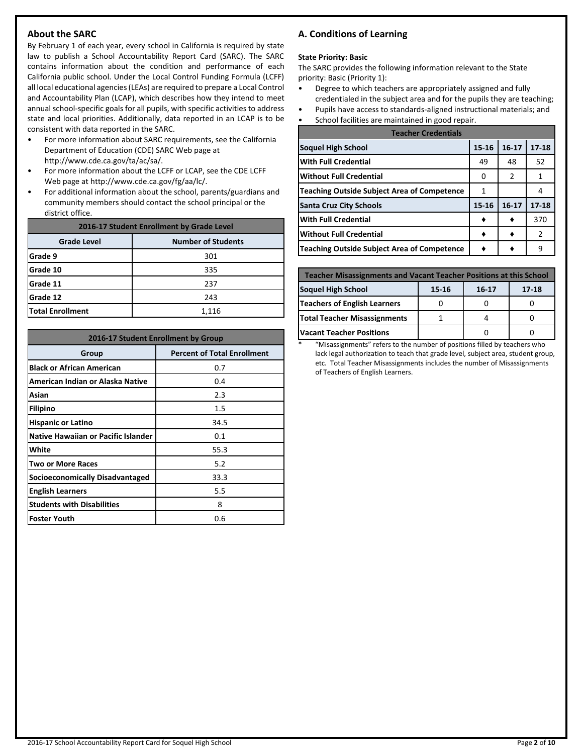## About the SARC

By February 1 of each year, every school in California is required by state law to publish a School Accountability Report Card (SARC). The SARC contains information about the condition and performance of each California public school. Under the Local Control Funding Formula (LCFF) all local educational agencies (LEAs) are required to prepare a Local Control and Accountability Plan (LCAP), which describes how they intend to meet annual school-specific goals for all pupils, with specific activities to address state and local priorities. Additionally, data reported in an LCAP is to be consistent with data reported in the SARC.

- For more information about SARC requirements, see the California Department of Education (CDE) SARC Web page at http://www.cde.ca.gov/ta/ac/sa/.
- For more information about the LCFF or LCAP, see the CDE LCFF Web page at http://www.cde.ca.gov/fg/aa/lc/.
- For additional information about the school, parents/guardians and community members should contact the school principal or the district office.

| 2016-17 Student Enrollment by Grade Level | |
|---|---|
| **Grade Level** | **Number of Students** |
| **Grade 9** | 301 |
| **Grade 10** | 335 |
| **Grade 11** | 237 |
| **Grade 12** | 243 |
| **Total Enrollment** | 1,116 |

| 2016-17 Student Enrollment by Group | |
|---|---|
| **Group** | **Percent of Total Enrollment** |
| **Black or African American** | 0.7 |
| **American Indian or Alaska Native** | 0.4 |
| **Asian** | 2.3 |
| **Filipino** | 1.5 |
| **Hispanic or Latino** | 34.5 |
| **Native Hawaiian or Pacific Islander** | 0.1 |
| **White** | 55.3 |
| **Two or More Races** | 5.2 |
| **Socioeconomically Disadvantaged** | 33.3 |
| **English Learners** | 5.5 |
| **Students with Disabilities** | 8 |
| **Foster Youth** | 0.6 |

## A. Conditions of Learning

**State Priority: Basic**

The SARC provides the following information relevant to the State priority: Basic (Priority 1):

- Degree to which teachers are appropriately assigned and fully credentialed in the subject area and for the pupils they are teaching;
- Pupils have access to standards-aligned instructional materials; and
- School facilities are maintained in good repair.

| Teacher Credentials | | | |
|---|---|---|---|
| **Soquel High School** | **15-16** | **16-17** | **17-18** |
| **With Full Credential** | 49 | 48 | 52 |
| **Without Full Credential** | 0 | 2 | 1 |
| **Teaching Outside Subject Area of Competence** | 1 | | 4 |
| **Santa Cruz City Schools** | **15-16** | **16-17** | **17-18** |
| **With Full Credential** | ♦ | ♦ | 370 |
| **Without Full Credential** | ♦ | ♦ | 2 |
| **Teaching Outside Subject Area of Competence** | ♦ | ♦ | 9 |

| Teacher Misassignments and Vacant Teacher Positions at this School | | | |
|---|---|---|---|
| **Soquel High School** | **15-16** | **16-17** | **17-18** |
| **Teachers of English Learners** | 0 | 0 | 0 |
| **Total Teacher Misassignments** | 1 | 4 | 0 |
| **Vacant Teacher Positions** | | 0 | 0 |

\* "Misassignments" refers to the number of positions filled by teachers who lack legal authorization to teach that grade level, subject area, student group, etc. Total Teacher Misassignments includes the number of Misassignments of Teachers of English Learners.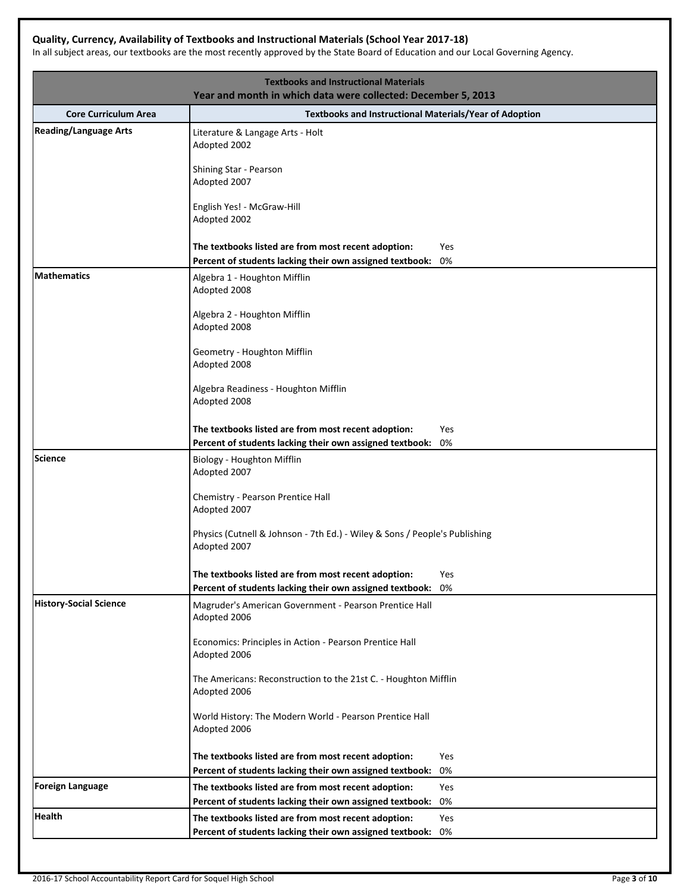### Quality, Currency, Availability of Textbooks and Instructional Materials (School Year 2017-18)

In all subject areas, our textbooks are the most recently approved by the State Board of Education and our Local Governing Agency.

| Textbooks and Instructional Materials<br>Year and month in which data were collected: December 5, 2013 | |
|---|---|
| **Core Curriculum Area** | **Textbooks and Instructional Materials/Year of Adoption** |
| **Reading/Language Arts** | Literature & Langage Arts - Holt<br>Adopted 2002<br><br>Shining Star - Pearson<br>Adopted 2007<br><br>English Yes! - McGraw-Hill<br>Adopted 2002<br><br>**The textbooks listed are from most recent adoption:** Yes<br>**Percent of students lacking their own assigned textbook:** 0% |
| **Mathematics** | Algebra 1 - Houghton Mifflin<br>Adopted 2008<br><br>Algebra 2 - Houghton Mifflin<br>Adopted 2008<br><br>Geometry - Houghton Mifflin<br>Adopted 2008<br><br>Algebra Readiness - Houghton Mifflin<br>Adopted 2008<br><br>**The textbooks listed are from most recent adoption:** Yes<br>**Percent of students lacking their own assigned textbook:** 0% |
| **Science** | Biology - Houghton Mifflin<br>Adopted 2007<br><br>Chemistry - Pearson Prentice Hall<br>Adopted 2007<br><br>Physics (Cutnell & Johnson - 7th Ed.) - Wiley & Sons / People's Publishing<br>Adopted 2007<br><br>**The textbooks listed are from most recent adoption:** Yes<br>**Percent of students lacking their own assigned textbook:** 0% |
| **History-Social Science** | Magruder's American Government - Pearson Prentice Hall<br>Adopted 2006<br><br>Economics: Principles in Action - Pearson Prentice Hall<br>Adopted 2006<br><br>The Americans: Reconstruction to the 21st C. - Houghton Mifflin<br>Adopted 2006<br><br>World History: The Modern World - Pearson Prentice Hall<br>Adopted 2006<br><br>**The textbooks listed are from most recent adoption:** Yes<br>**Percent of students lacking their own assigned textbook:** 0% |
| **Foreign Language** | **The textbooks listed are from most recent adoption:** Yes<br>**Percent of students lacking their own assigned textbook:** 0% |
| **Health** | **The textbooks listed are from most recent adoption:** Yes<br>**Percent of students lacking their own assigned textbook:** 0% |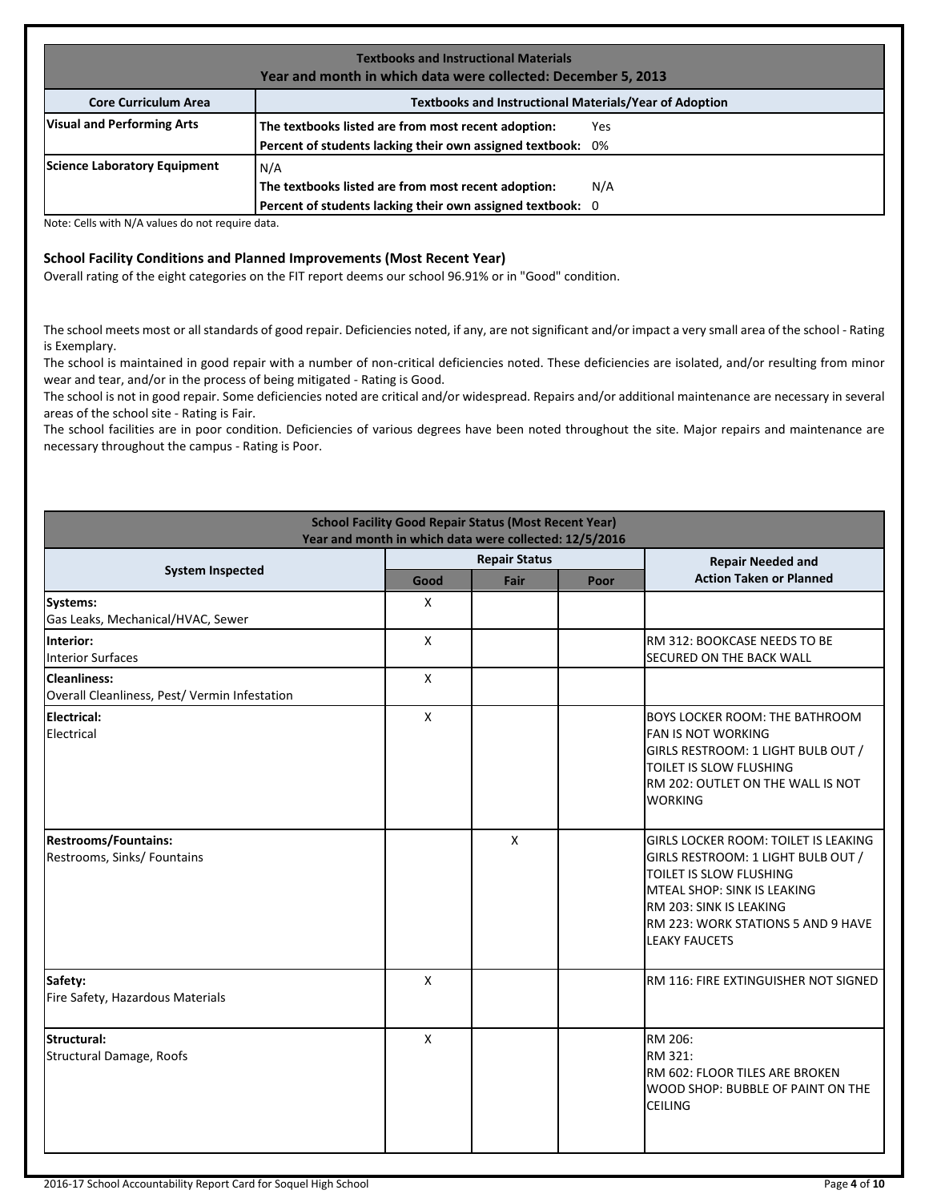| Textbooks and Instructional Materials<br>Year and month in which data were collected: December 5, 2013 | |
|---|---|
| **Core Curriculum Area** | **Textbooks and Instructional Materials/Year of Adoption** |
| **Visual and Performing Arts** | **The textbooks listed are from most recent adoption:** Yes<br>**Percent of students lacking their own assigned textbook:** 0% |
| **Science Laboratory Equipment** | N/A<br>**The textbooks listed are from most recent adoption:** N/A<br>**Percent of students lacking their own assigned textbook:** 0 |

Note: Cells with N/A values do not require data.

### School Facility Conditions and Planned Improvements (Most Recent Year)

Overall rating of the eight categories on the FIT report deems our school 96.91% or in "Good" condition.

The school meets most or all standards of good repair. Deficiencies noted, if any, are not significant and/or impact a very small area of the school - Rating is Exemplary.
The school is maintained in good repair with a number of non-critical deficiencies noted. These deficiencies are isolated, and/or resulting from minor wear and tear, and/or in the process of being mitigated - Rating is Good.
The school is not in good repair. Some deficiencies noted are critical and/or widespread. Repairs and/or additional maintenance are necessary in several areas of the school site - Rating is Fair.
The school facilities are in poor condition. Deficiencies of various degrees have been noted throughout the site. Major repairs and maintenance are necessary throughout the campus - Rating is Poor.

| School Facility Good Repair Status (Most Recent Year)<br>Year and month in which data were collected: 12/5/2016 | | | | |
|---|---|---|---|---|
| **System Inspected** | **Repair Status** | | | **Repair Needed and Action Taken or Planned** |
| | **Good** | **Fair** | **Poor** | |
| **Systems:**<br>Gas Leaks, Mechanical/HVAC, Sewer | X | | | |
| **Interior:**<br>Interior Surfaces | X | | | RM 312: BOOKCASE NEEDS TO BE SECURED ON THE BACK WALL |
| **Cleanliness:**<br>Overall Cleanliness, Pest/ Vermin Infestation | X | | | |
| **Electrical:**<br>Electrical | X | | | BOYS LOCKER ROOM: THE BATHROOM FAN IS NOT WORKING<br>GIRLS RESTROOM: 1 LIGHT BULB OUT / TOILET IS SLOW FLUSHING<br>RM 202: OUTLET ON THE WALL IS NOT WORKING |
| **Restrooms/Fountains:**<br>Restrooms, Sinks/ Fountains | | X | | GIRLS LOCKER ROOM: TOILET IS LEAKING<br>GIRLS RESTROOM: 1 LIGHT BULB OUT / TOILET IS SLOW FLUSHING<br>MTEAL SHOP: SINK IS LEAKING<br>RM 203: SINK IS LEAKING<br>RM 223: WORK STATIONS 5 AND 9 HAVE LEAKY FAUCETS |
| **Safety:**<br>Fire Safety, Hazardous Materials | X | | | RM 116: FIRE EXTINGUISHER NOT SIGNED |
| **Structural:**<br>Structural Damage, Roofs | X | | | RM 206:<br>RM 321:<br>RM 602: FLOOR TILES ARE BROKEN<br>WOOD SHOP: BUBBLE OF PAINT ON THE CEILING |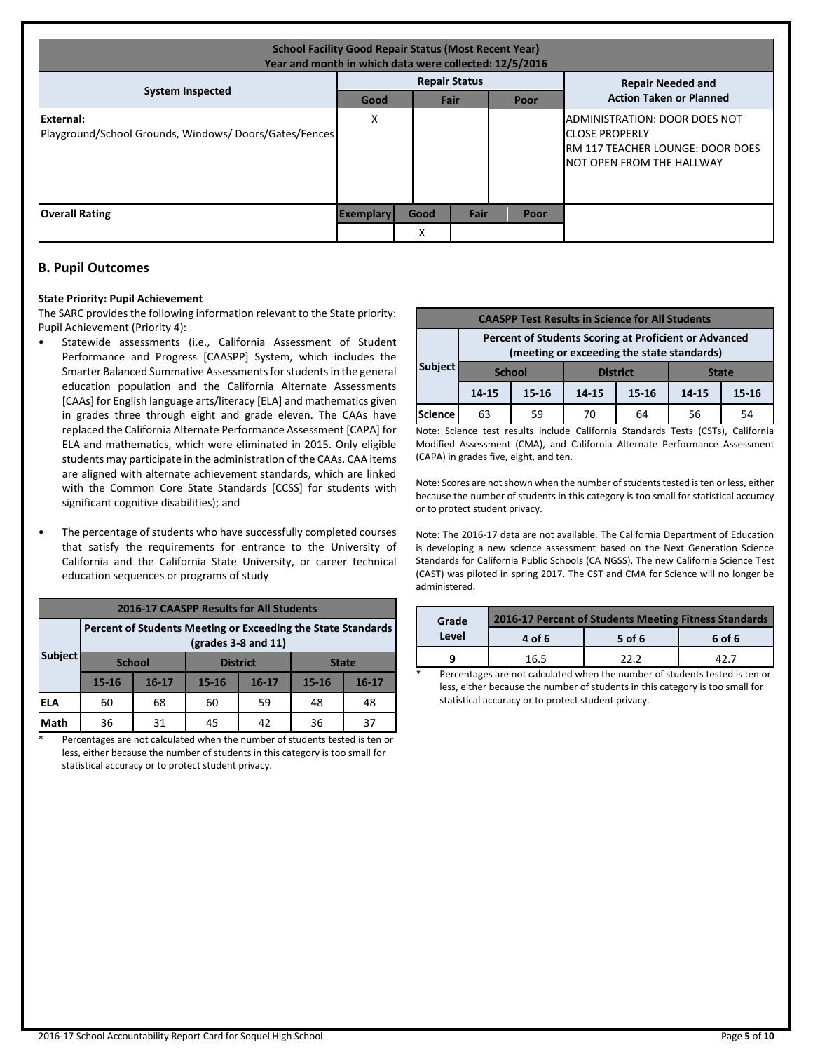| School Facility Good Repair Status (Most Recent Year)<br>Year and month in which data were collected: 12/5/2016 | | | | | |
|---|---|---|---|---|---|
| System Inspected | Repair Status | | | | Repair Needed and Action Taken or Planned |
| | Good | Fair | | Poor | |
| **External:**<br>Playground/School Grounds, Windows/ Doors/Gates/Fences | X | | | | ADMINISTRATION: DOOR DOES NOT CLOSE PROPERLY<br>RM 117 TEACHER LOUNGE: DOOR DOES NOT OPEN FROM THE HALLWAY |
| **Overall Rating** | Exemplary | Good | Fair | Poor | |
| | | X | | | |

## B. Pupil Outcomes

**State Priority: Pupil Achievement**

The SARC provides the following information relevant to the State priority: Pupil Achievement (Priority 4):

- Statewide assessments (i.e., California Assessment of Student Performance and Progress [CAASPP] System, which includes the Smarter Balanced Summative Assessments for students in the general education population and the California Alternate Assessments [CAAs] for English language arts/literacy [ELA] and mathematics given in grades three through eight and grade eleven. The CAAs have replaced the California Alternate Performance Assessment [CAPA] for ELA and mathematics, which were eliminated in 2015. Only eligible students may participate in the administration of the CAAs. CAA items are aligned with alternate achievement standards, which are linked with the Common Core State Standards [CCSS] for students with significant cognitive disabilities); and
- The percentage of students who have successfully completed courses that satisfy the requirements for entrance to the University of California and the California State University, or career technical education sequences or programs of study

| 2016-17 CAASPP Results for All Students | | | | | | |
|---|---|---|---|---|---|---|
| Subject | Percent of Students Meeting or Exceeding the State Standards (grades 3-8 and 11) | | | | | |
| | School | | District | | State | |
| | 15-16 | 16-17 | 15-16 | 16-17 | 15-16 | 16-17 |
| ELA | 60 | 68 | 60 | 59 | 48 | 48 |
| Math | 36 | 31 | 45 | 42 | 36 | 37 |

\* Percentages are not calculated when the number of students tested is ten or less, either because the number of students in this category is too small for statistical accuracy or to protect student privacy.

| CAASPP Test Results in Science for All Students | | | | | | |
|---|---|---|---|---|---|---|
| Subject | Percent of Students Scoring at Proficient or Advanced (meeting or exceeding the state standards) | | | | | |
| | School | | District | | State | |
| | 14-15 | 15-16 | 14-15 | 15-16 | 14-15 | 15-16 |
| Science | 63 | 59 | 70 | 64 | 56 | 54 |

Note: Science test results include California Standards Tests (CSTs), California Modified Assessment (CMA), and California Alternate Performance Assessment (CAPA) in grades five, eight, and ten.

Note: Scores are not shown when the number of students tested is ten or less, either because the number of students in this category is too small for statistical accuracy or to protect student privacy.

Note: The 2016-17 data are not available. The California Department of Education is developing a new science assessment based on the Next Generation Science Standards for California Public Schools (CA NGSS). The new California Science Test (CAST) was piloted in spring 2017. The CST and CMA for Science will no longer be administered.

| Grade Level | 2016-17 Percent of Students Meeting Fitness Standards | | |
|---|---|---|---|
| | 4 of 6 | 5 of 6 | 6 of 6 |
| 9 | 16.5 | 22.2 | 42.7 |

\* Percentages are not calculated when the number of students tested is ten or less, either because the number of students in this category is too small for statistical accuracy or to protect student privacy.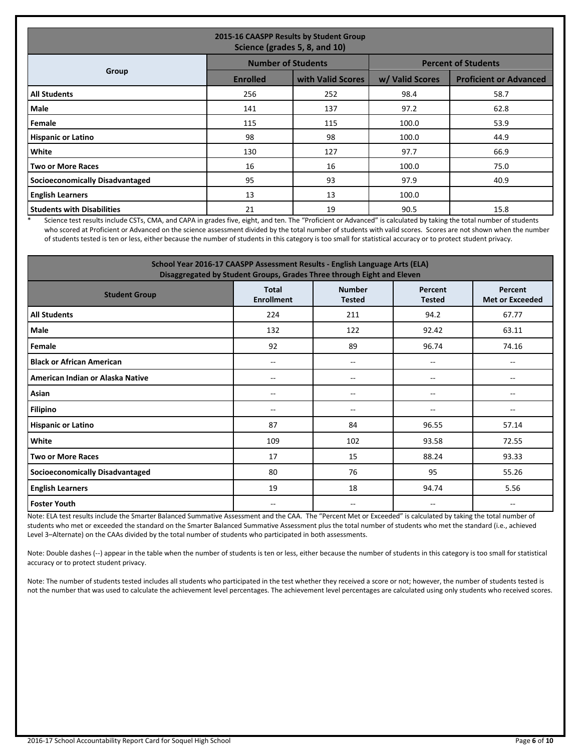| 2015-16 CAASPP Results by Student Group<br>Science (grades 5, 8, and 10) | | | | |
|---|---|---|---|---|
| Group | Number of Students | | Percent of Students | |
| | Enrolled | with Valid Scores | w/ Valid Scores | Proficient or Advanced |
| **All Students** | 256 | 252 | 98.4 | 58.7 |
| **Male** | 141 | 137 | 97.2 | 62.8 |
| **Female** | 115 | 115 | 100.0 | 53.9 |
| **Hispanic or Latino** | 98 | 98 | 100.0 | 44.9 |
| **White** | 130 | 127 | 97.7 | 66.9 |
| **Two or More Races** | 16 | 16 | 100.0 | 75.0 |
| **Socioeconomically Disadvantaged** | 95 | 93 | 97.9 | 40.9 |
| **English Learners** | 13 | 13 | 100.0 | |
| **Students with Disabilities** | 21 | 19 | 90.5 | 15.8 |

* Science test results include CSTs, CMA, and CAPA in grades five, eight, and ten. The "Proficient or Advanced" is calculated by taking the total number of students who scored at Proficient or Advanced on the science assessment divided by the total number of students with valid scores. Scores are not shown when the number of students tested is ten or less, either because the number of students in this category is too small for statistical accuracy or to protect student privacy.

| School Year 2016-17 CAASPP Assessment Results - English Language Arts (ELA)<br>Disaggregated by Student Groups, Grades Three through Eight and Eleven | | | | |
|---|---|---|---|---|
| Student Group | Total Enrollment | Number Tested | Percent Tested | Percent Met or Exceeded |
| **All Students** | 224 | 211 | 94.2 | 67.77 |
| **Male** | 132 | 122 | 92.42 | 63.11 |
| **Female** | 92 | 89 | 96.74 | 74.16 |
| **Black or African American** | -- | -- | -- | -- |
| **American Indian or Alaska Native** | -- | -- | -- | -- |
| **Asian** | -- | -- | -- | -- |
| **Filipino** | -- | -- | -- | -- |
| **Hispanic or Latino** | 87 | 84 | 96.55 | 57.14 |
| **White** | 109 | 102 | 93.58 | 72.55 |
| **Two or More Races** | 17 | 15 | 88.24 | 93.33 |
| **Socioeconomically Disadvantaged** | 80 | 76 | 95 | 55.26 |
| **English Learners** | 19 | 18 | 94.74 | 5.56 |
| **Foster Youth** | -- | -- | -- | -- |

Note: ELA test results include the Smarter Balanced Summative Assessment and the CAA. The "Percent Met or Exceeded" is calculated by taking the total number of students who met or exceeded the standard on the Smarter Balanced Summative Assessment plus the total number of students who met the standard (i.e., achieved Level 3–Alternate) on the CAAs divided by the total number of students who participated in both assessments.

Note: Double dashes (--) appear in the table when the number of students is ten or less, either because the number of students in this category is too small for statistical accuracy or to protect student privacy.

Note: The number of students tested includes all students who participated in the test whether they received a score or not; however, the number of students tested is not the number that was used to calculate the achievement level percentages. The achievement level percentages are calculated using only students who received scores.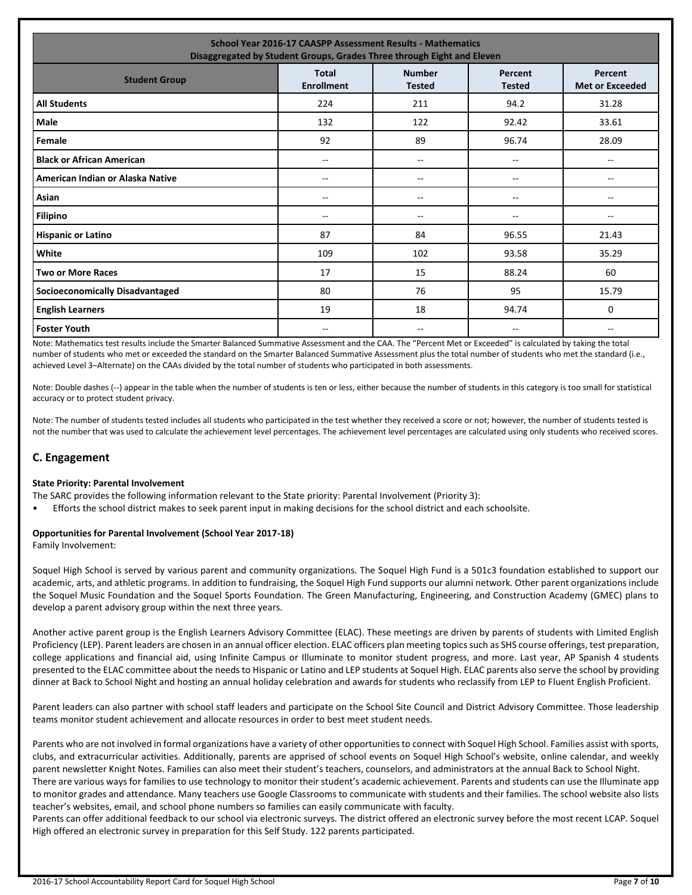| School Year 2016-17 CAASPP Assessment Results - Mathematics<br>Disaggregated by Student Groups, Grades Three through Eight and Eleven | | | | |
|---|---|---|---|---|
| **Student Group** | **Total Enrollment** | **Number Tested** | **Percent Tested** | **Percent Met or Exceeded** |
| **All Students** | 224 | 211 | 94.2 | 31.28 |
| **Male** | 132 | 122 | 92.42 | 33.61 |
| **Female** | 92 | 89 | 96.74 | 28.09 |
| **Black or African American** | -- | -- | -- | -- |
| **American Indian or Alaska Native** | -- | -- | -- | -- |
| **Asian** | -- | -- | -- | -- |
| **Filipino** | -- | -- | -- | -- |
| **Hispanic or Latino** | 87 | 84 | 96.55 | 21.43 |
| **White** | 109 | 102 | 93.58 | 35.29 |
| **Two or More Races** | 17 | 15 | 88.24 | 60 |
| **Socioeconomically Disadvantaged** | 80 | 76 | 95 | 15.79 |
| **English Learners** | 19 | 18 | 94.74 | 0 |
| **Foster Youth** | -- | -- | -- | -- |

Note: Mathematics test results include the Smarter Balanced Summative Assessment and the CAA. The "Percent Met or Exceeded" is calculated by taking the total number of students who met or exceeded the standard on the Smarter Balanced Summative Assessment plus the total number of students who met the standard (i.e., achieved Level 3–Alternate) on the CAAs divided by the total number of students who participated in both assessments.

Note: Double dashes (--) appear in the table when the number of students is ten or less, either because the number of students in this category is too small for statistical accuracy or to protect student privacy.

Note: The number of students tested includes all students who participated in the test whether they received a score or not; however, the number of students tested is not the number that was used to calculate the achievement level percentages. The achievement level percentages are calculated using only students who received scores.

## C. Engagement

**State Priority: Parental Involvement**

The SARC provides the following information relevant to the State priority: Parental Involvement (Priority 3):

- Efforts the school district makes to seek parent input in making decisions for the school district and each schoolsite.

**Opportunities for Parental Involvement (School Year 2017-18)**

Family Involvement:

Soquel High School is served by various parent and community organizations. The Soquel High Fund is a 501c3 foundation established to support our academic, arts, and athletic programs. In addition to fundraising, the Soquel High Fund supports our alumni network. Other parent organizations include the Soquel Music Foundation and the Soquel Sports Foundation. The Green Manufacturing, Engineering, and Construction Academy (GMEC) plans to develop a parent advisory group within the next three years.

Another active parent group is the English Learners Advisory Committee (ELAC). These meetings are driven by parents of students with Limited English Proficiency (LEP). Parent leaders are chosen in an annual officer election. ELAC officers plan meeting topics such as SHS course offerings, test preparation, college applications and financial aid, using Infinite Campus or Illuminate to monitor student progress, and more. Last year, AP Spanish 4 students presented to the ELAC committee about the needs to Hispanic or Latino and LEP students at Soquel High. ELAC parents also serve the school by providing dinner at Back to School Night and hosting an annual holiday celebration and awards for students who reclassify from LEP to Fluent English Proficient.

Parent leaders can also partner with school staff leaders and participate on the School Site Council and District Advisory Committee. Those leadership teams monitor student achievement and allocate resources in order to best meet student needs.

Parents who are not involved in formal organizations have a variety of other opportunities to connect with Soquel High School. Families assist with sports, clubs, and extracurricular activities. Additionally, parents are apprised of school events on Soquel High School's website, online calendar, and weekly parent newsletter Knight Notes. Families can also meet their student's teachers, counselors, and administrators at the annual Back to School Night.
There are various ways for families to use technology to monitor their student's academic achievement. Parents and students can use the Illuminate app to monitor grades and attendance. Many teachers use Google Classrooms to communicate with students and their families. The school website also lists teacher's websites, email, and school phone numbers so families can easily communicate with faculty.
Parents can offer additional feedback to our school via electronic surveys. The district offered an electronic survey before the most recent LCAP. Soquel High offered an electronic survey in preparation for this Self Study. 122 parents participated.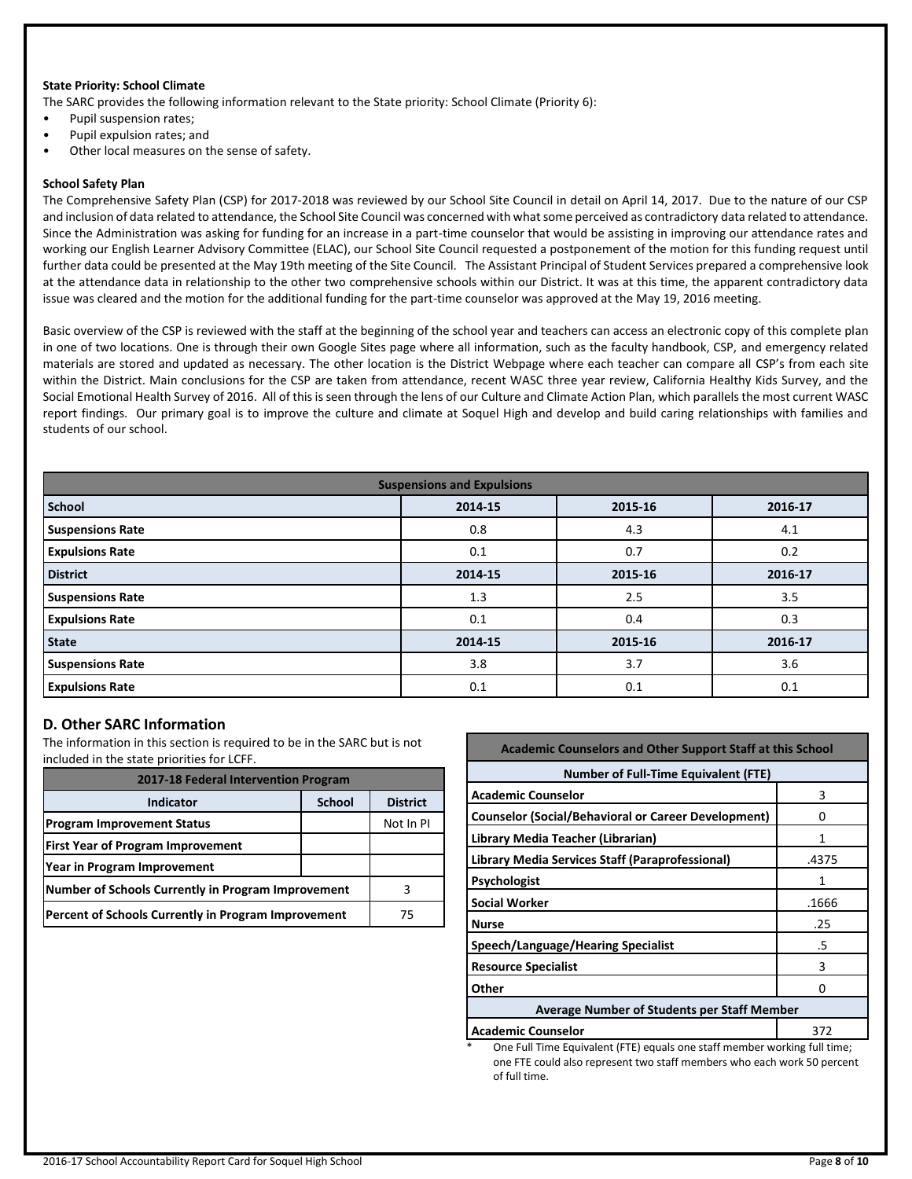**State Priority: School Climate**

The SARC provides the following information relevant to the State priority: School Climate (Priority 6):

- Pupil suspension rates;
- Pupil expulsion rates; and
- Other local measures on the sense of safety.

**School Safety Plan**

The Comprehensive Safety Plan (CSP) for 2017-2018 was reviewed by our School Site Council in detail on April 14, 2017. Due to the nature of our CSP and inclusion of data related to attendance, the School Site Council was concerned with what some perceived as contradictory data related to attendance. Since the Administration was asking for funding for an increase in a part-time counselor that would be assisting in improving our attendance rates and working our English Learner Advisory Committee (ELAC), our School Site Council requested a postponement of the motion for this funding request until further data could be presented at the May 19th meeting of the Site Council. The Assistant Principal of Student Services prepared a comprehensive look at the attendance data in relationship to the other two comprehensive schools within our District. It was at this time, the apparent contradictory data issue was cleared and the motion for the additional funding for the part-time counselor was approved at the May 19, 2016 meeting.

Basic overview of the CSP is reviewed with the staff at the beginning of the school year and teachers can access an electronic copy of this complete plan in one of two locations. One is through their own Google Sites page where all information, such as the faculty handbook, CSP, and emergency related materials are stored and updated as necessary. The other location is the District Webpage where each teacher can compare all CSP's from each site within the District. Main conclusions for the CSP are taken from attendance, recent WASC three year review, California Healthy Kids Survey, and the Social Emotional Health Survey of 2016. All of this is seen through the lens of our Culture and Climate Action Plan, which parallels the most current WASC report findings. Our primary goal is to improve the culture and climate at Soquel High and develop and build caring relationships with families and students of our school.

| Suspensions and Expulsions | | | |
|---|---|---|---|
| **School** | **2014-15** | **2015-16** | **2016-17** |
| **Suspensions Rate** | 0.8 | 4.3 | 4.1 |
| **Expulsions Rate** | 0.1 | 0.7 | 0.2 |
| **District** | **2014-15** | **2015-16** | **2016-17** |
| **Suspensions Rate** | 1.3 | 2.5 | 3.5 |
| **Expulsions Rate** | 0.1 | 0.4 | 0.3 |
| **State** | **2014-15** | **2015-16** | **2016-17** |
| **Suspensions Rate** | 3.8 | 3.7 | 3.6 |
| **Expulsions Rate** | 0.1 | 0.1 | 0.1 |

## D. Other SARC Information

The information in this section is required to be in the SARC but is not included in the state priorities for LCFF.

| 2017-18 Federal Intervention Program | | |
|---|---|---|
| **Indicator** | **School** | **District** |
| **Program Improvement Status** | | Not In PI |
| **First Year of Program Improvement** | | |
| **Year in Program Improvement** | | |
| **Number of Schools Currently in Program Improvement** | | 3 |
| **Percent of Schools Currently in Program Improvement** | | 75 |

| Academic Counselors and Other Support Staff at this School | |
|---|---|
| **Number of Full-Time Equivalent (FTE)** | |
| **Academic Counselor** | 3 |
| **Counselor (Social/Behavioral or Career Development)** | 0 |
| **Library Media Teacher (Librarian)** | 1 |
| **Library Media Services Staff (Paraprofessional)** | .4375 |
| **Psychologist** | 1 |
| **Social Worker** | .1666 |
| **Nurse** | .25 |
| **Speech/Language/Hearing Specialist** | .5 |
| **Resource Specialist** | 3 |
| **Other** | 0 |
| **Average Number of Students per Staff Member** | |
| **Academic Counselor** | 372 |

\* One Full Time Equivalent (FTE) equals one staff member working full time; one FTE could also represent two staff members who each work 50 percent of full time.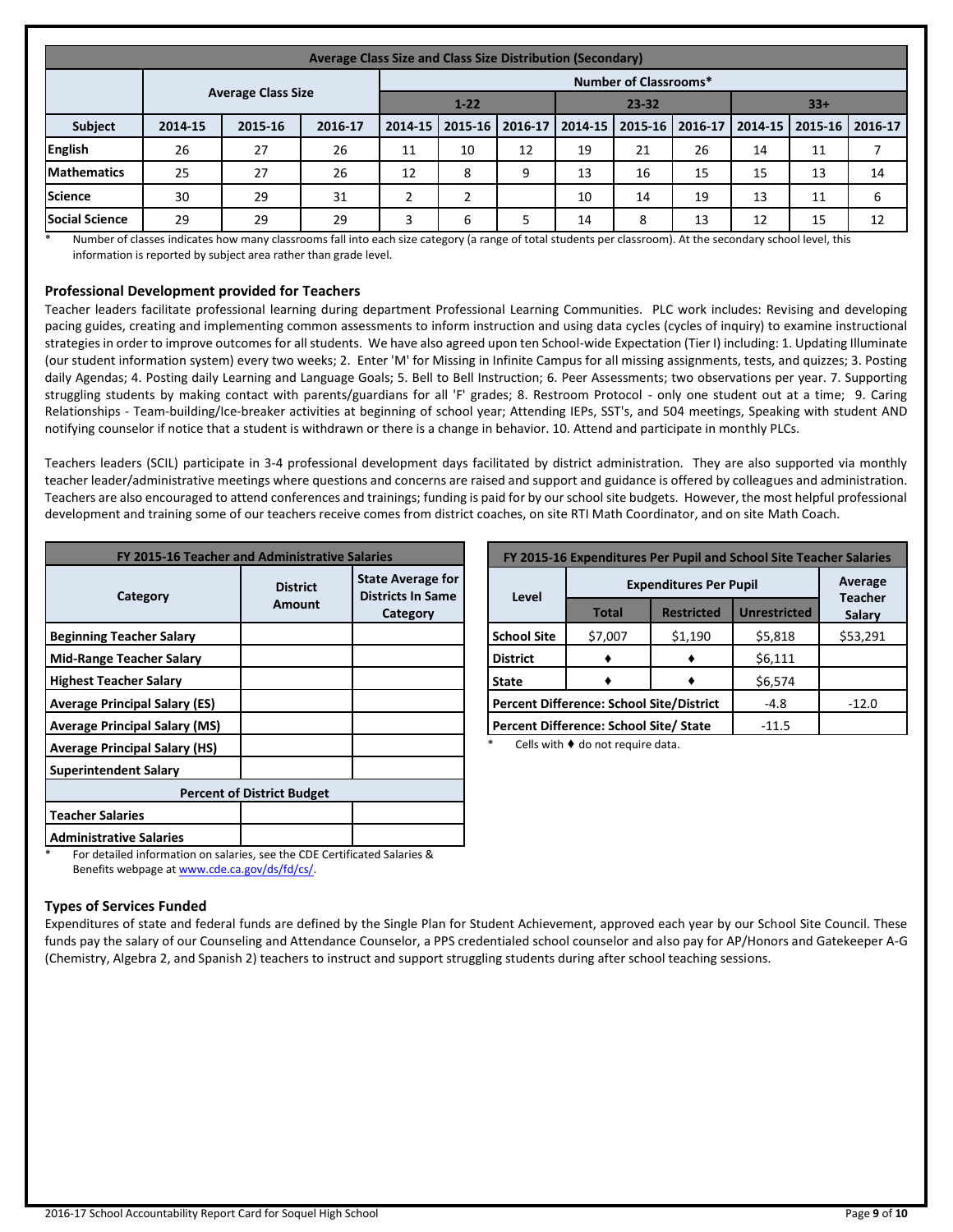| Average Class Size and Class Size Distribution (Secondary) | | | | | | | | | | | | |
|---|---|---|---|---|---|---|---|---|---|---|---|---|
| | Average Class Size | | | Number of Classrooms* | | | | | | | | |
| | | | | 1-22 | | | 23-32 | | | 33+ | | |
| Subject | 2014-15 | 2015-16 | 2016-17 | 2014-15 | 2015-16 | 2016-17 | 2014-15 | 2015-16 | 2016-17 | 2014-15 | 2015-16 | 2016-17 |
| English | 26 | 27 | 26 | 11 | 10 | 12 | 19 | 21 | 26 | 14 | 11 | 7 |
| Mathematics | 25 | 27 | 26 | 12 | 8 | 9 | 13 | 16 | 15 | 15 | 13 | 14 |
| Science | 30 | 29 | 31 | 2 | 2 | | 10 | 14 | 19 | 13 | 11 | 6 |
| Social Science | 29 | 29 | 29 | 3 | 6 | 5 | 14 | 8 | 13 | 12 | 15 | 12 |

\* Number of classes indicates how many classrooms fall into each size category (a range of total students per classroom). At the secondary school level, this information is reported by subject area rather than grade level.

### Professional Development provided for Teachers

Teacher leaders facilitate professional learning during department Professional Learning Communities. PLC work includes: Revising and developing pacing guides, creating and implementing common assessments to inform instruction and using data cycles (cycles of inquiry) to examine instructional strategies in order to improve outcomes for all students. We have also agreed upon ten School-wide Expectation (Tier I) including: 1. Updating Illuminate (our student information system) every two weeks; 2. Enter 'M' for Missing in Infinite Campus for all missing assignments, tests, and quizzes; 3. Posting daily Agendas; 4. Posting daily Learning and Language Goals; 5. Bell to Bell Instruction; 6. Peer Assessments; two observations per year. 7. Supporting struggling students by making contact with parents/guardians for all 'F' grades; 8. Restroom Protocol - only one student out at a time; 9. Caring Relationships - Team-building/Ice-breaker activities at beginning of school year; Attending IEPs, SST's, and 504 meetings, Speaking with student AND notifying counselor if notice that a student is withdrawn or there is a change in behavior. 10. Attend and participate in monthly PLCs.

Teachers leaders (SCIL) participate in 3-4 professional development days facilitated by district administration. They are also supported via monthly teacher leader/administrative meetings where questions and concerns are raised and support and guidance is offered by colleagues and administration. Teachers are also encouraged to attend conferences and trainings; funding is paid for by our school site budgets. However, the most helpful professional development and training some of our teachers receive comes from district coaches, on site RTI Math Coordinator, and on site Math Coach.

| FY 2015-16 Teacher and Administrative Salaries | | |
|---|---|---|
| Category | District Amount | State Average for Districts In Same Category |
| Beginning Teacher Salary | | |
| Mid-Range Teacher Salary | | |
| Highest Teacher Salary | | |
| Average Principal Salary (ES) | | |
| Average Principal Salary (MS) | | |
| Average Principal Salary (HS) | | |
| Superintendent Salary | | |
| Percent of District Budget | | |
| Teacher Salaries | | |
| Administrative Salaries | | |

\* For detailed information on salaries, see the CDE Certificated Salaries & Benefits webpage at www.cde.ca.gov/ds/fd/cs/.

| FY 2015-16 Expenditures Per Pupil and School Site Teacher Salaries | | | | |
|---|---|---|---|---|
| Level | Expenditures Per Pupil | | | Average Teacher Salary |
| | Total | Restricted | Unrestricted | |
| School Site | $7,007 | $1,190 | $5,818 | $53,291 |
| District | ♦ | ♦ | $6,111 | |
| State | ♦ | ♦ | $6,574 | |
| Percent Difference: School Site/District | | | -4.8 | -12.0 |
| Percent Difference: School Site/ State | | | -11.5 | |

\* Cells with ♦ do not require data.

### Types of Services Funded

Expenditures of state and federal funds are defined by the Single Plan for Student Achievement, approved each year by our School Site Council. These funds pay the salary of our Counseling and Attendance Counselor, a PPS credentialed school counselor and also pay for AP/Honors and Gatekeeper A-G (Chemistry, Algebra 2, and Spanish 2) teachers to instruct and support struggling students during after school teaching sessions.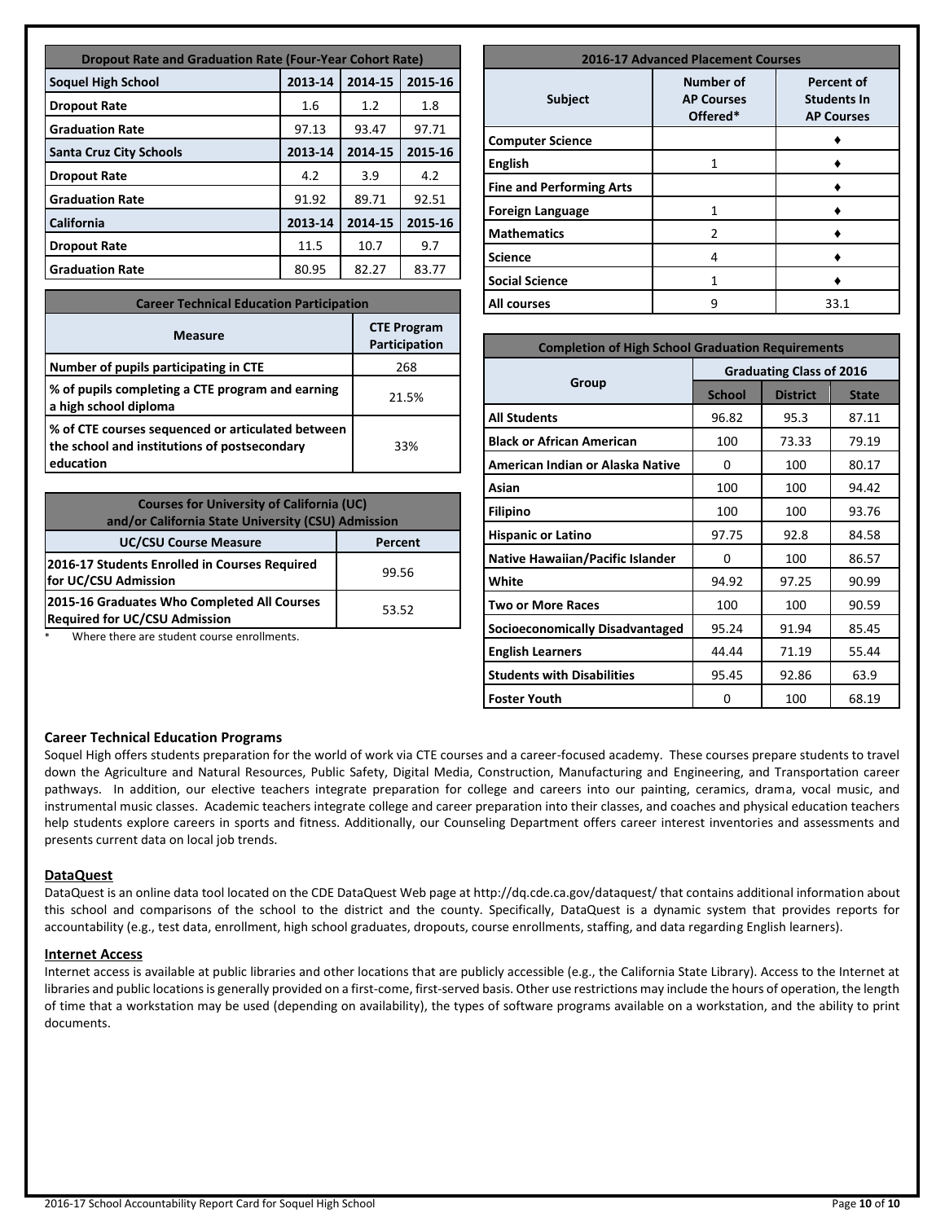| Dropout Rate and Graduation Rate (Four-Year Cohort Rate) | | | |
|---|---|---|---|
| **Soquel High School** | **2013-14** | **2014-15** | **2015-16** |
| Dropout Rate | 1.6 | 1.2 | 1.8 |
| Graduation Rate | 97.13 | 93.47 | 97.71 |
| **Santa Cruz City Schools** | **2013-14** | **2014-15** | **2015-16** |
| Dropout Rate | 4.2 | 3.9 | 4.2 |
| Graduation Rate | 91.92 | 89.71 | 92.51 |
| **California** | **2013-14** | **2014-15** | **2015-16** |
| Dropout Rate | 11.5 | 10.7 | 9.7 |
| Graduation Rate | 80.95 | 82.27 | 83.77 |

| Career Technical Education Participation | |
|---|---|
| **Measure** | **CTE Program Participation** |
| Number of pupils participating in CTE | 268 |
| % of pupils completing a CTE program and earning a high school diploma | 21.5% |
| % of CTE courses sequenced or articulated between the school and institutions of postsecondary education | 33% |

| Courses for University of California (UC) and/or California State University (CSU) Admission | |
|---|---|
| **UC/CSU Course Measure** | **Percent** |
| 2016-17 Students Enrolled in Courses Required for UC/CSU Admission | 99.56 |
| 2015-16 Graduates Who Completed All Courses Required for UC/CSU Admission | 53.52 |

\* Where there are student course enrollments.

| 2016-17 Advanced Placement Courses | | |
|---|---|---|
| **Subject** | **Number of AP Courses Offered*** | **Percent of Students In AP Courses** |
| Computer Science | | ♦ |
| English | 1 | ♦ |
| Fine and Performing Arts | | ♦ |
| Foreign Language | 1 | ♦ |
| Mathematics | 2 | ♦ |
| Science | 4 | ♦ |
| Social Science | 1 | ♦ |
| All courses | 9 | 33.1 |

| Completion of High School Graduation Requirements | | | |
|---|---|---|---|
| **Group** | **Graduating Class of 2016** | | |
| | **School** | **District** | **State** |
| All Students | 96.82 | 95.3 | 87.11 |
| Black or African American | 100 | 73.33 | 79.19 |
| American Indian or Alaska Native | 0 | 100 | 80.17 |
| Asian | 100 | 100 | 94.42 |
| Filipino | 100 | 100 | 93.76 |
| Hispanic or Latino | 97.75 | 92.8 | 84.58 |
| Native Hawaiian/Pacific Islander | 0 | 100 | 86.57 |
| White | 94.92 | 97.25 | 90.99 |
| Two or More Races | 100 | 100 | 90.59 |
| Socioeconomically Disadvantaged | 95.24 | 91.94 | 85.45 |
| English Learners | 44.44 | 71.19 | 55.44 |
| Students with Disabilities | 95.45 | 92.86 | 63.9 |
| Foster Youth | 0 | 100 | 68.19 |

## Career Technical Education Programs

Soquel High offers students preparation for the world of work via CTE courses and a career-focused academy. These courses prepare students to travel down the Agriculture and Natural Resources, Public Safety, Digital Media, Construction, Manufacturing and Engineering, and Transportation career pathways. In addition, our elective teachers integrate preparation for college and careers into our painting, ceramics, drama, vocal music, and instrumental music classes. Academic teachers integrate college and career preparation into their classes, and coaches and physical education teachers help students explore careers in sports and fitness. Additionally, our Counseling Department offers career interest inventories and assessments and presents current data on local job trends.

## DataQuest

DataQuest is an online data tool located on the CDE DataQuest Web page at http://dq.cde.ca.gov/dataquest/ that contains additional information about this school and comparisons of the school to the district and the county. Specifically, DataQuest is a dynamic system that provides reports for accountability (e.g., test data, enrollment, high school graduates, dropouts, course enrollments, staffing, and data regarding English learners).

## Internet Access

Internet access is available at public libraries and other locations that are publicly accessible (e.g., the California State Library). Access to the Internet at libraries and public locations is generally provided on a first-come, first-served basis. Other use restrictions may include the hours of operation, the length of time that a workstation may be used (depending on availability), the types of software programs available on a workstation, and the ability to print documents.